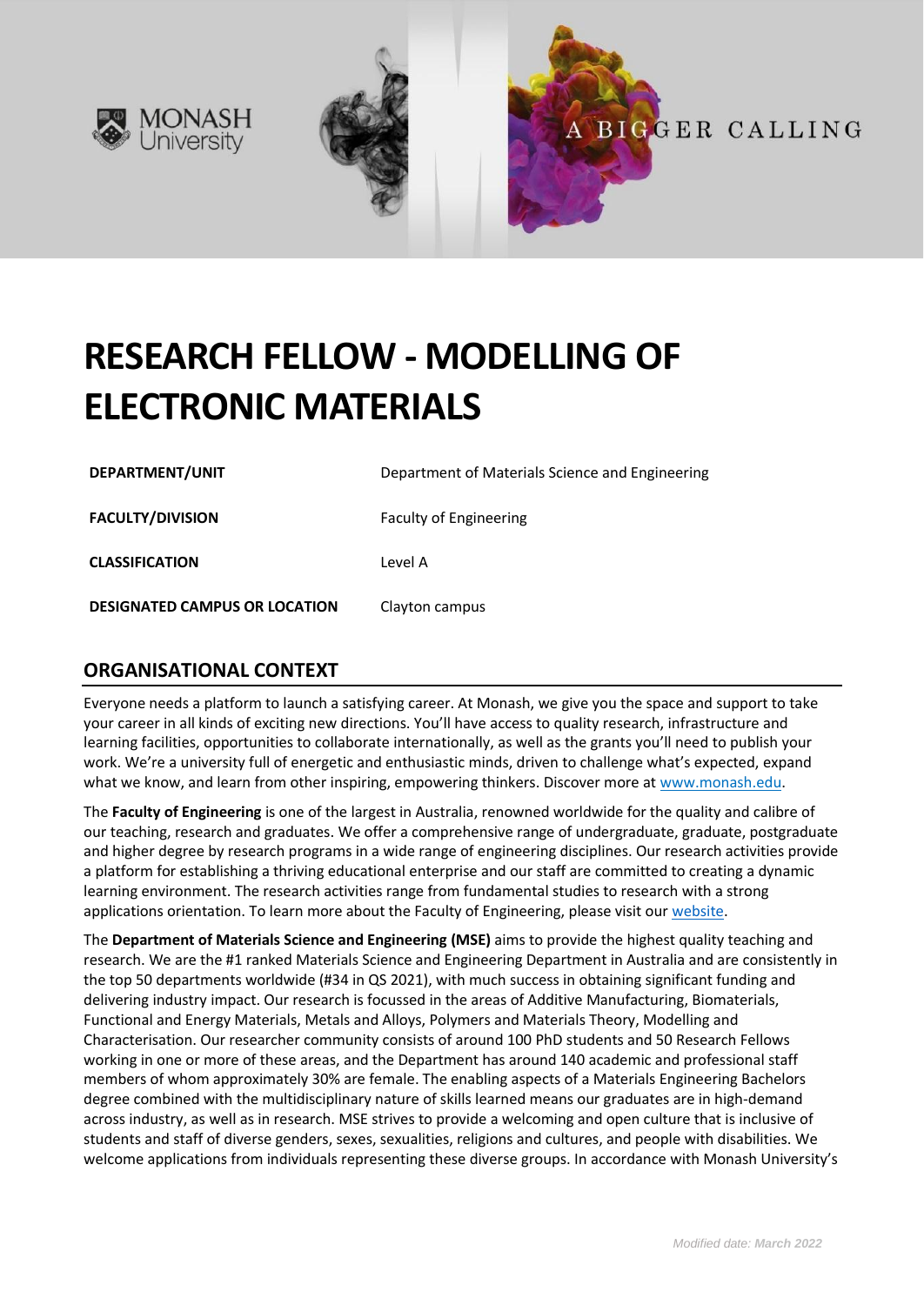# RESEARCH FELLOW - MODELLING OF ELECTRONIC MATERIALS

| | |
|---|---|
| **DEPARTMENT/UNIT** | Department of Materials Science and Engineering |
| **FACULTY/DIVISION** | Faculty of Engineering |
| **CLASSIFICATION** | Level A |
| **DESIGNATED CAMPUS OR LOCATION** | Clayton campus |

## ORGANISATIONAL CONTEXT

Everyone needs a platform to launch a satisfying career. At Monash, we give you the space and support to take your career in all kinds of exciting new directions. You'll have access to quality research, infrastructure and learning facilities, opportunities to collaborate internationally, as well as the grants you'll need to publish your work. We're a university full of energetic and enthusiastic minds, driven to challenge what's expected, expand what we know, and learn from other inspiring, empowering thinkers. Discover more at [www.monash.edu](www.monash.edu).

The **Faculty of Engineering** is one of the largest in Australia, renowned worldwide for the quality and calibre of our teaching, research and graduates. We offer a comprehensive range of undergraduate, graduate, postgraduate and higher degree by research programs in a wide range of engineering disciplines. Our research activities provide a platform for establishing a thriving educational enterprise and our staff are committed to creating a dynamic learning environment. The research activities range from fundamental studies to research with a strong applications orientation. To learn more about the Faculty of Engineering, please visit our website.

The **Department of Materials Science and Engineering (MSE)** aims to provide the highest quality teaching and research. We are the #1 ranked Materials Science and Engineering Department in Australia and are consistently in the top 50 departments worldwide (#34 in QS 2021), with much success in obtaining significant funding and delivering industry impact. Our research is focussed in the areas of Additive Manufacturing, Biomaterials, Functional and Energy Materials, Metals and Alloys, Polymers and Materials Theory, Modelling and Characterisation. Our researcher community consists of around 100 PhD students and 50 Research Fellows working in one or more of these areas, and the Department has around 140 academic and professional staff members of whom approximately 30% are female. The enabling aspects of a Materials Engineering Bachelors degree combined with the multidisciplinary nature of skills learned means our graduates are in high-demand across industry, as well as in research. MSE strives to provide a welcoming and open culture that is inclusive of students and staff of diverse genders, sexes, sexualities, religions and cultures, and people with disabilities. We welcome applications from individuals representing these diverse groups. In accordance with Monash University's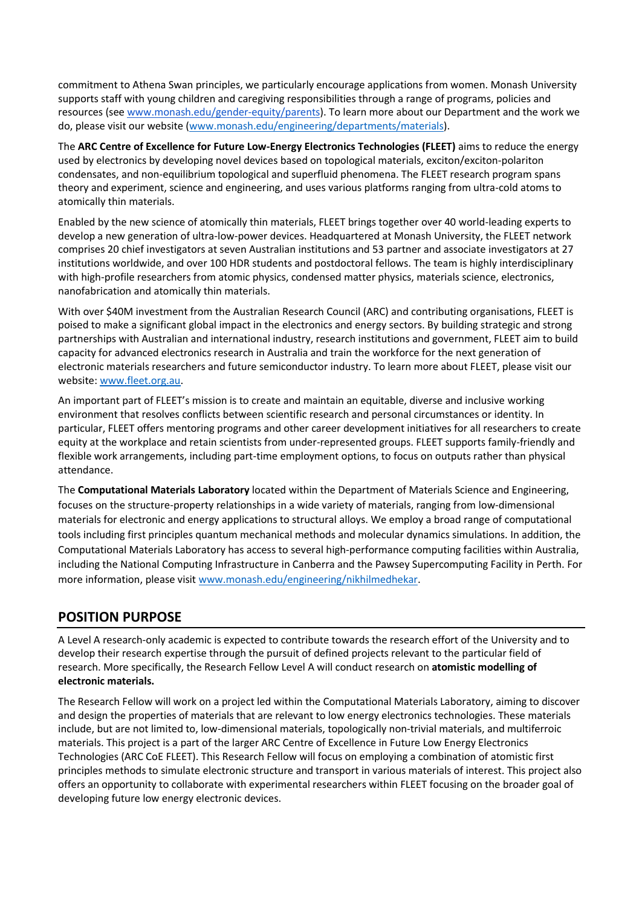commitment to Athena Swan principles, we particularly encourage applications from women. Monash University supports staff with young children and caregiving responsibilities through a range of programs, policies and resources (see www.monash.edu/gender-equity/parents). To learn more about our Department and the work we do, please visit our website (www.monash.edu/engineering/departments/materials).

The **ARC Centre of Excellence for Future Low-Energy Electronics Technologies (FLEET)** aims to reduce the energy used by electronics by developing novel devices based on topological materials, exciton/exciton-polariton condensates, and non-equilibrium topological and superfluid phenomena. The FLEET research program spans theory and experiment, science and engineering, and uses various platforms ranging from ultra-cold atoms to atomically thin materials.

Enabled by the new science of atomically thin materials, FLEET brings together over 40 world-leading experts to develop a new generation of ultra-low-power devices. Headquartered at Monash University, the FLEET network comprises 20 chief investigators at seven Australian institutions and 53 partner and associate investigators at 27 institutions worldwide, and over 100 HDR students and postdoctoral fellows. The team is highly interdisciplinary with high-profile researchers from atomic physics, condensed matter physics, materials science, electronics, nanofabrication and atomically thin materials.

With over $40M investment from the Australian Research Council (ARC) and contributing organisations, FLEET is poised to make a significant global impact in the electronics and energy sectors. By building strategic and strong partnerships with Australian and international industry, research institutions and government, FLEET aim to build capacity for advanced electronics research in Australia and train the workforce for the next generation of electronic materials researchers and future semiconductor industry. To learn more about FLEET, please visit our website: www.fleet.org.au.

An important part of FLEET's mission is to create and maintain an equitable, diverse and inclusive working environment that resolves conflicts between scientific research and personal circumstances or identity. In particular, FLEET offers mentoring programs and other career development initiatives for all researchers to create equity at the workplace and retain scientists from under-represented groups. FLEET supports family-friendly and flexible work arrangements, including part-time employment options, to focus on outputs rather than physical attendance.

The **Computational Materials Laboratory** located within the Department of Materials Science and Engineering, focuses on the structure-property relationships in a wide variety of materials, ranging from low-dimensional materials for electronic and energy applications to structural alloys. We employ a broad range of computational tools including first principles quantum mechanical methods and molecular dynamics simulations. In addition, the Computational Materials Laboratory has access to several high-performance computing facilities within Australia, including the National Computing Infrastructure in Canberra and the Pawsey Supercomputing Facility in Perth. For more information, please visit www.monash.edu/engineering/nikhilmedhekar.

## POSITION PURPOSE

A Level A research-only academic is expected to contribute towards the research effort of the University and to develop their research expertise through the pursuit of defined projects relevant to the particular field of research. More specifically, the Research Fellow Level A will conduct research on **atomistic modelling of electronic materials.**

The Research Fellow will work on a project led within the Computational Materials Laboratory, aiming to discover and design the properties of materials that are relevant to low energy electronics technologies. These materials include, but are not limited to, low-dimensional materials, topologically non-trivial materials, and multiferroic materials. This project is a part of the larger ARC Centre of Excellence in Future Low Energy Electronics Technologies (ARC CoE FLEET). This Research Fellow will focus on employing a combination of atomistic first principles methods to simulate electronic structure and transport in various materials of interest. This project also offers an opportunity to collaborate with experimental researchers within FLEET focusing on the broader goal of developing future low energy electronic devices.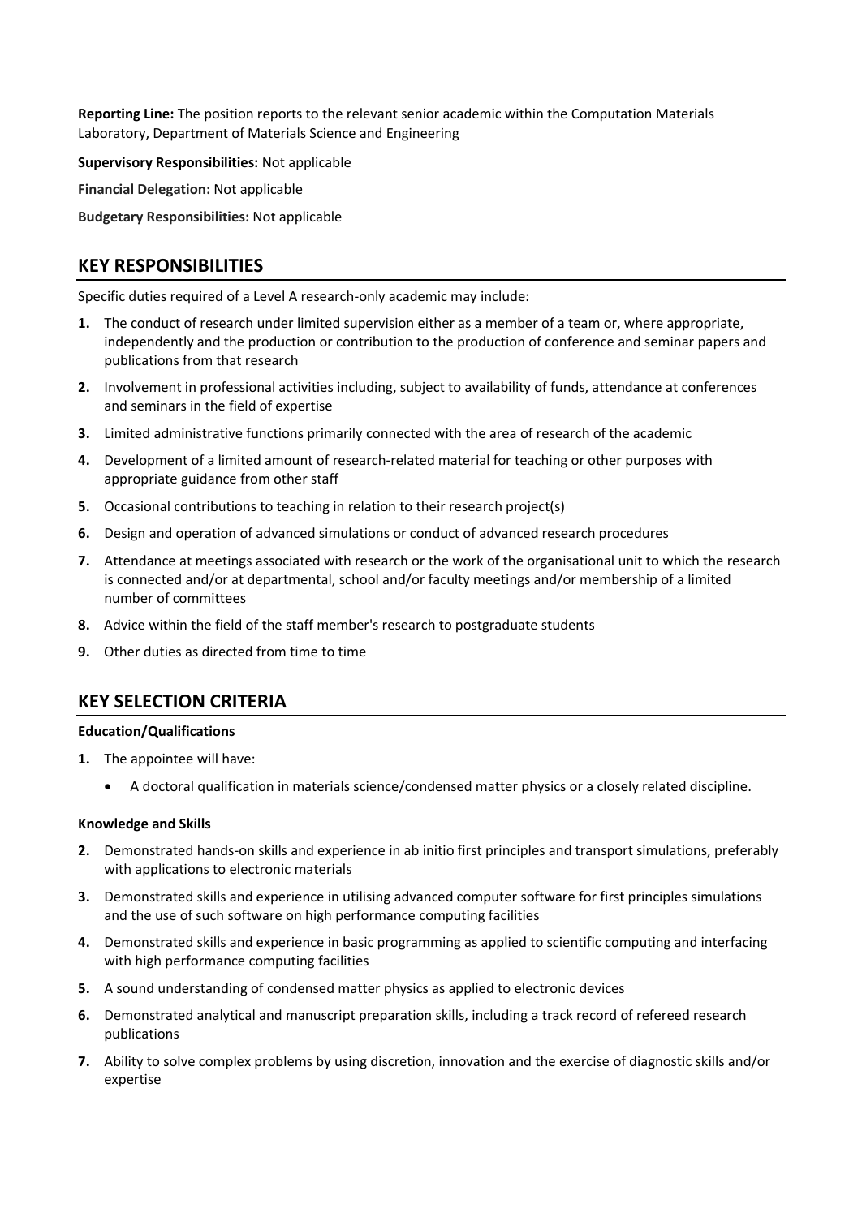**Reporting Line:** The position reports to the relevant senior academic within the Computation Materials Laboratory, Department of Materials Science and Engineering

**Supervisory Responsibilities:** Not applicable

**Financial Delegation:** Not applicable

**Budgetary Responsibilities:** Not applicable

## KEY RESPONSIBILITIES

Specific duties required of a Level A research-only academic may include:

1. The conduct of research under limited supervision either as a member of a team or, where appropriate, independently and the production or contribution to the production of conference and seminar papers and publications from that research
2. Involvement in professional activities including, subject to availability of funds, attendance at conferences and seminars in the field of expertise
3. Limited administrative functions primarily connected with the area of research of the academic
4. Development of a limited amount of research-related material for teaching or other purposes with appropriate guidance from other staff
5. Occasional contributions to teaching in relation to their research project(s)
6. Design and operation of advanced simulations or conduct of advanced research procedures
7. Attendance at meetings associated with research or the work of the organisational unit to which the research is connected and/or at departmental, school and/or faculty meetings and/or membership of a limited number of committees
8. Advice within the field of the staff member's research to postgraduate students
9. Other duties as directed from time to time

## KEY SELECTION CRITERIA

**Education/Qualifications**

1. The appointee will have:
   - A doctoral qualification in materials science/condensed matter physics or a closely related discipline.

**Knowledge and Skills**

2. Demonstrated hands-on skills and experience in ab initio first principles and transport simulations, preferably with applications to electronic materials
3. Demonstrated skills and experience in utilising advanced computer software for first principles simulations and the use of such software on high performance computing facilities
4. Demonstrated skills and experience in basic programming as applied to scientific computing and interfacing with high performance computing facilities
5. A sound understanding of condensed matter physics as applied to electronic devices
6. Demonstrated analytical and manuscript preparation skills, including a track record of refereed research publications
7. Ability to solve complex problems by using discretion, innovation and the exercise of diagnostic skills and/or expertise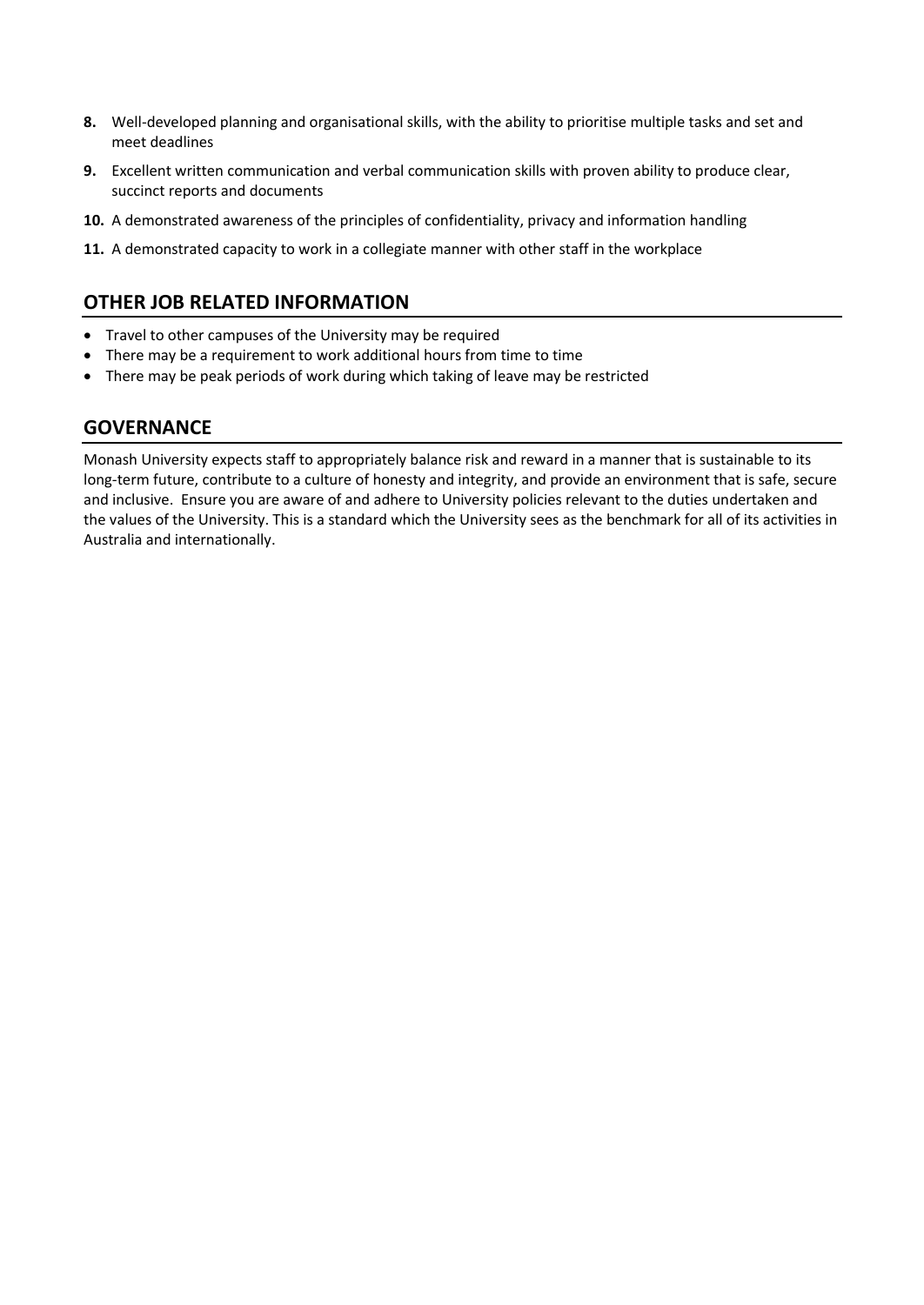8. Well-developed planning and organisational skills, with the ability to prioritise multiple tasks and set and meet deadlines
9. Excellent written communication and verbal communication skills with proven ability to produce clear, succinct reports and documents
10. A demonstrated awareness of the principles of confidentiality, privacy and information handling
11. A demonstrated capacity to work in a collegiate manner with other staff in the workplace

## OTHER JOB RELATED INFORMATION

- Travel to other campuses of the University may be required
- There may be a requirement to work additional hours from time to time
- There may be peak periods of work during which taking of leave may be restricted

## GOVERNANCE

Monash University expects staff to appropriately balance risk and reward in a manner that is sustainable to its long-term future, contribute to a culture of honesty and integrity, and provide an environment that is safe, secure and inclusive. Ensure you are aware of and adhere to University policies relevant to the duties undertaken and the values of the University. This is a standard which the University sees as the benchmark for all of its activities in Australia and internationally.